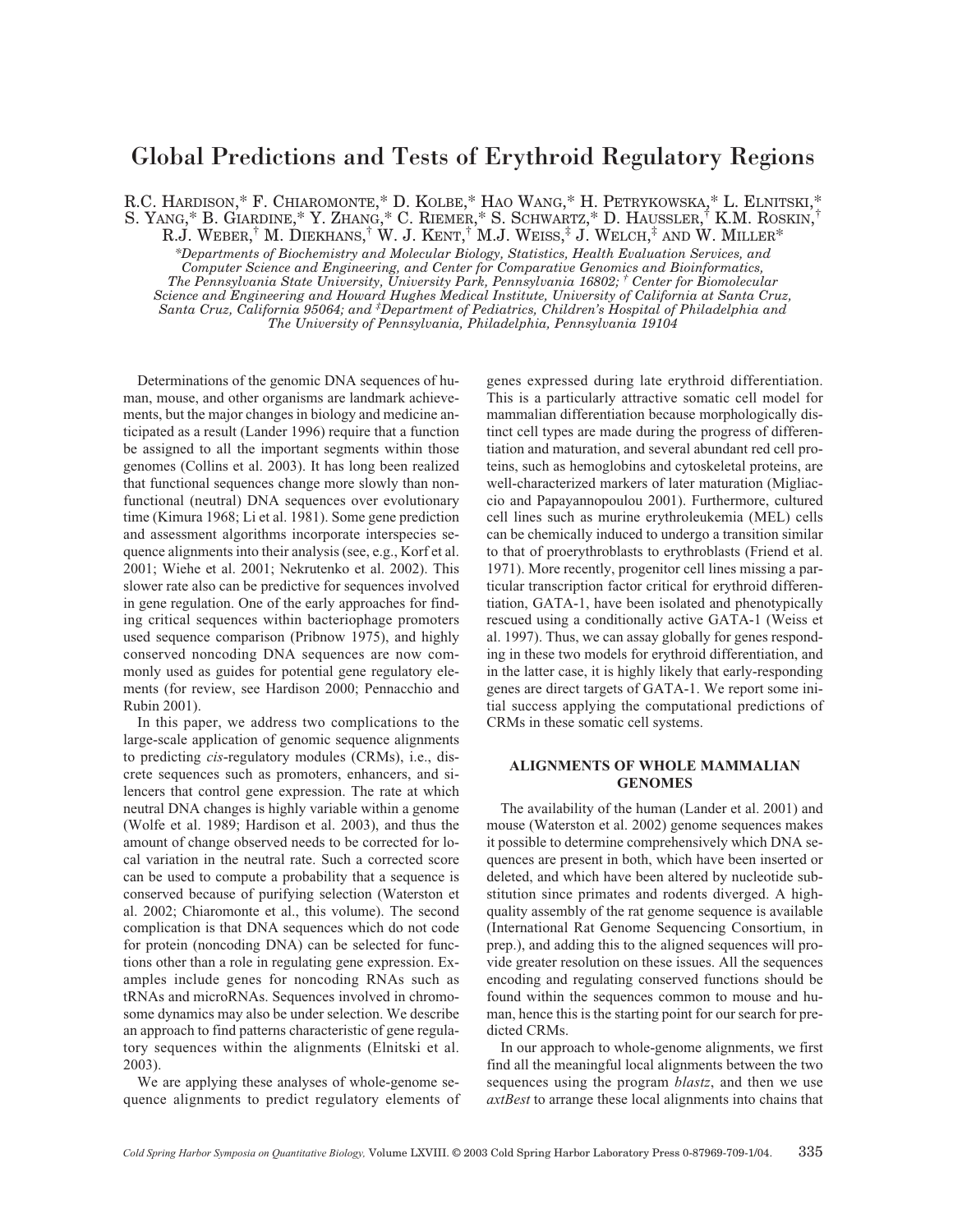# Global Predictions and Tests of Erythroid Regulatory Regions

R.C. Hardison,* F. Chiaromonte,* D. Kolbe,* Hao Wang,* H. Petrykowska,* L. Elnitski,* S. Yang,* B. Giardine,* Y. Zhang,* C. Riemer,* S. Schwartz,* D. Haussler,[†] K.M. Roskin,[†] R.J. Weber,[†] M. Diekhans,[†] W. J. Kent,[†] M.J. Weiss,[‡] J. Welch,[‡] and W. Miller*

*Departments of Biochemistry and Molecular Biology, Statistics, Health Evaluation Services, and Computer Science and Engineering, and Center for Comparative Genomics and Bioinformatics, The Pennsylvania State University, University Park, Pennsylvania 16802; [†] Center for Biomolecular Science and Engineering and Howard Hughes Medical Institute, University of California at Santa Cruz, Santa Cruz, California 95064; and [‡]Department of Pediatrics, Children's Hospital of Philadelphia and The University of Pennsylvania, Philadelphia, Pennsylvania 19104*

Determinations of the genomic DNA sequences of human, mouse, and other organisms are landmark achievements, but the major changes in biology and medicine anticipated as a result (Lander 1996) require that a function be assigned to all the important segments within those genomes (Collins et al. 2003). It has long been realized that functional sequences change more slowly than nonfunctional (neutral) DNA sequences over evolutionary time (Kimura 1968; Li et al. 1981). Some gene prediction and assessment algorithms incorporate interspecies sequence alignments into their analysis (see, e.g., Korf et al. 2001; Wiehe et al. 2001; Nekrutenko et al. 2002). This slower rate also can be predictive for sequences involved in gene regulation. One of the early approaches for finding critical sequences within bacteriophage promoters used sequence comparison (Pribnow 1975), and highly conserved noncoding DNA sequences are now commonly used as guides for potential gene regulatory elements (for review, see Hardison 2000; Pennacchio and Rubin 2001).

In this paper, we address two complications to the large-scale application of genomic sequence alignments to predicting *cis*-regulatory modules (CRMs), i.e., discrete sequences such as promoters, enhancers, and silencers that control gene expression. The rate at which neutral DNA changes is highly variable within a genome (Wolfe et al. 1989; Hardison et al. 2003), and thus the amount of change observed needs to be corrected for local variation in the neutral rate. Such a corrected score can be used to compute a probability that a sequence is conserved because of purifying selection (Waterston et al. 2002; Chiaromonte et al., this volume). The second complication is that DNA sequences which do not code for protein (noncoding DNA) can be selected for functions other than a role in regulating gene expression. Examples include genes for noncoding RNAs such as tRNAs and microRNAs. Sequences involved in chromosome dynamics may also be under selection. We describe an approach to find patterns characteristic of gene regulatory sequences within the alignments (Elnitski et al. 2003).

We are applying these analyses of whole-genome sequence alignments to predict regulatory elements of genes expressed during late erythroid differentiation. This is a particularly attractive somatic cell model for mammalian differentiation because morphologically distinct cell types are made during the progress of differentiation and maturation, and several abundant red cell proteins, such as hemoglobins and cytoskeletal proteins, are well-characterized markers of later maturation (Migliaccio and Papayannopoulou 2001). Furthermore, cultured cell lines such as murine erythroleukemia (MEL) cells can be chemically induced to undergo a transition similar to that of proerythroblasts to erythroblasts (Friend et al. 1971). More recently, progenitor cell lines missing a particular transcription factor critical for erythroid differentiation, GATA-1, have been isolated and phenotypically rescued using a conditionally active GATA-1 (Weiss et al. 1997). Thus, we can assay globally for genes responding in these two models for erythroid differentiation, and in the latter case, it is highly likely that early-responding genes are direct targets of GATA-1. We report some initial success applying the computational predictions of CRMs in these somatic cell systems.

## ALIGNMENTS OF WHOLE MAMMALIAN GENOMES

The availability of the human (Lander et al. 2001) and mouse (Waterston et al. 2002) genome sequences makes it possible to determine comprehensively which DNA sequences are present in both, which have been inserted or deleted, and which have been altered by nucleotide substitution since primates and rodents diverged. A high-quality assembly of the rat genome sequence is available (International Rat Genome Sequencing Consortium, in prep.), and adding this to the aligned sequences will provide greater resolution on these issues. All the sequences encoding and regulating conserved functions should be found within the sequences common to mouse and human, hence this is the starting point for our search for predicted CRMs.

In our approach to whole-genome alignments, we first find all the meaningful local alignments between the two sequences using the program *blastz*, and then we use *axtBest* to arrange these local alignments into chains that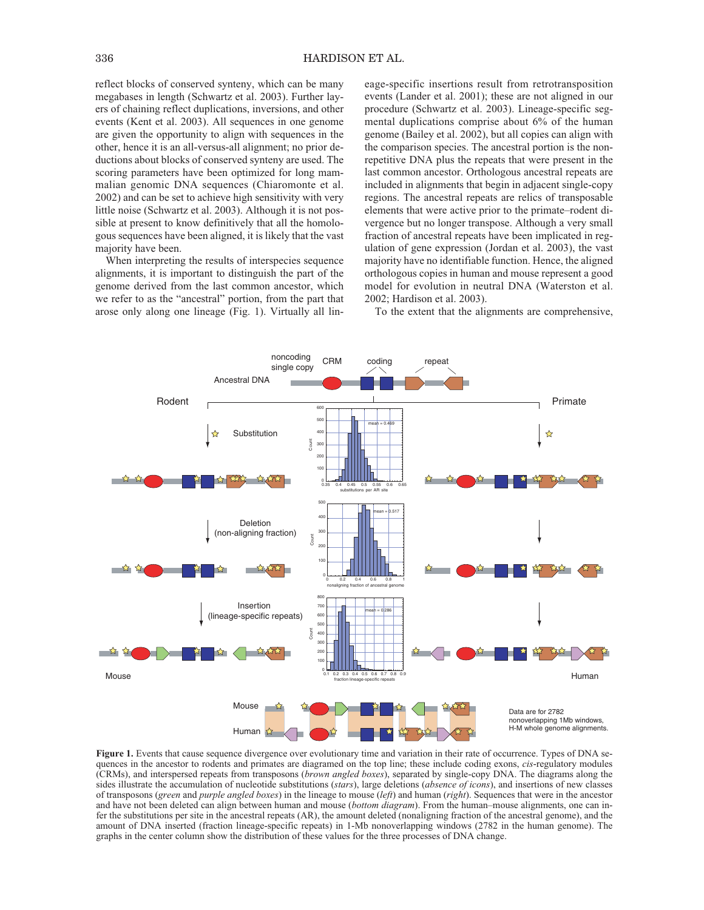reflect blocks of conserved synteny, which can be many megabases in length (Schwartz et al. 2003). Further layers of chaining reflect duplications, inversions, and other events (Kent et al. 2003). All sequences in one genome are given the opportunity to align with sequences in the other, hence it is an all-versus-all alignment; no prior deductions about blocks of conserved synteny are used. The scoring parameters have been optimized for long mammalian genomic DNA sequences (Chiaromonte et al. 2002) and can be set to achieve high sensitivity with very little noise (Schwartz et al. 2003). Although it is not possible at present to know definitively that all the homologous sequences have been aligned, it is likely that the vast majority have been.

When interpreting the results of interspecies sequence alignments, it is important to distinguish the part of the genome derived from the last common ancestor, which we refer to as the "ancestral" portion, from the part that arose only along one lineage (Fig. 1). Virtually all lineage-specific insertions result from retrotransposition events (Lander et al. 2001); these are not aligned in our procedure (Schwartz et al. 2003). Lineage-specific segmental duplications comprise about 6% of the human genome (Bailey et al. 2002), but all copies can align with the comparison species. The ancestral portion is the nonrepetitive DNA plus the repeats that were present in the last common ancestor. Orthologous ancestral repeats are included in alignments that begin in adjacent single-copy regions. The ancestral repeats are relics of transposable elements that were active prior to the primate–rodent divergence but no longer transpose. Although a very small fraction of ancestral repeats have been implicated in regulation of gene expression (Jordan et al. 2003), the vast majority have no identifiable function. Hence, the aligned orthologous copies in human and mouse represent a good model for evolution in neutral DNA (Waterston et al. 2002; Hardison et al. 2003).

To the extent that the alignments are comprehensive,

**Figure 1.** Events that cause sequence divergence over evolutionary time and variation in their rate of occurrence. Types of DNA sequences in the ancestor to rodents and primates are diagramed on the top line; these include coding exons, *cis*-regulatory modules (CRMs), and interspersed repeats from transposons (*brown angled boxes*), separated by single-copy DNA. The diagrams along the sides illustrate the accumulation of nucleotide substitutions (*stars*), large deletions (*absence of icons*), and insertions of new classes of transposons (*green* and *purple angled boxes*) in the lineage to mouse (*left*) and human (*right*). Sequences that were in the ancestor and have not been deleted can align between human and mouse (*bottom diagram*). From the human–mouse alignments, one can infer the substitutions per site in the ancestral repeats (AR), the amount deleted (nonaligning fraction of the ancestral genome), and the amount of DNA inserted (fraction lineage-specific repeats) in 1-Mb nonoverlapping windows (2782 in the human genome). The graphs in the center column show the distribution of these values for the three processes of DNA change.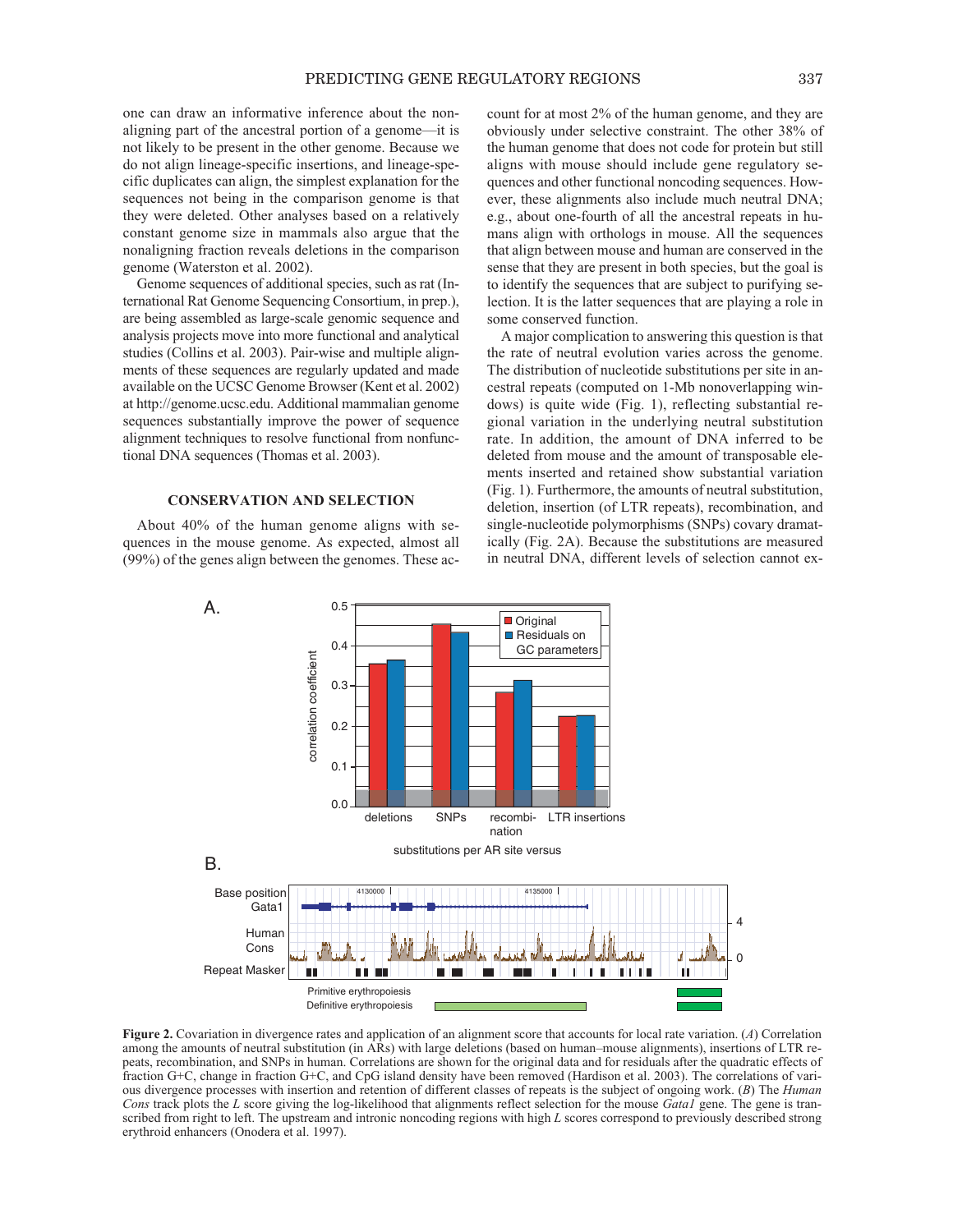one can draw an informative inference about the nonaligning part of the ancestral portion of a genome—it is not likely to be present in the other genome. Because we do not align lineage-specific insertions, and lineage-specific duplicates can align, the simplest explanation for the sequences not being in the comparison genome is that they were deleted. Other analyses based on a relatively constant genome size in mammals also argue that the nonaligning fraction reveals deletions in the comparison genome (Waterston et al. 2002).

Genome sequences of additional species, such as rat (International Rat Genome Sequencing Consortium, in prep.), are being assembled as large-scale genomic sequence and analysis projects move into more functional and analytical studies (Collins et al. 2003). Pair-wise and multiple alignments of these sequences are regularly updated and made available on the UCSC Genome Browser (Kent et al. 2002) at http://genome.ucsc.edu. Additional mammalian genome sequences substantially improve the power of sequence alignment techniques to resolve functional from nonfunctional DNA sequences (Thomas et al. 2003).

## CONSERVATION AND SELECTION

About 40% of the human genome aligns with sequences in the mouse genome. As expected, almost all (99%) of the genes align between the genomes. These account for at most 2% of the human genome, and they are obviously under selective constraint. The other 38% of the human genome that does not code for protein but still aligns with mouse should include gene regulatory sequences and other functional noncoding sequences. However, these alignments also include much neutral DNA; e.g., about one-fourth of all the ancestral repeats in humans align with orthologs in mouse. All the sequences that align between mouse and human are conserved in the sense that they are present in both species, but the goal is to identify the sequences that are subject to purifying selection. It is the latter sequences that are playing a role in some conserved function.

A major complication to answering this question is that the rate of neutral evolution varies across the genome. The distribution of nucleotide substitutions per site in ancestral repeats (computed on 1-Mb nonoverlapping windows) is quite wide (Fig. 1), reflecting substantial regional variation in the underlying neutral substitution rate. In addition, the amount of DNA inferred to be deleted from mouse and the amount of transposable elements inserted and retained show substantial variation (Fig. 1). Furthermore, the amounts of neutral substitution, deletion, insertion (of LTR repeats), recombination, and single-nucleotide polymorphisms (SNPs) covary dramatically (Fig. 2A). Because the substitutions are measured in neutral DNA, different levels of selection cannot ex-

**Figure 2.** Covariation in divergence rates and application of an alignment score that accounts for local rate variation. (*A*) Correlation among the amounts of neutral substitution (in ARs) with large deletions (based on human–mouse alignments), insertions of LTR repeats, recombination, and SNPs in human. Correlations are shown for the original data and for residuals after the quadratic effects of fraction G+C, change in fraction G+C, and CpG island density have been removed (Hardison et al. 2003). The correlations of various divergence processes with insertion and retention of different classes of repeats is the subject of ongoing work. (*B*) The *Human Cons* track plots the *L* score giving the log-likelihood that alignments reflect selection for the mouse *Gata1* gene. The gene is transcribed from right to left. The upstream and intronic noncoding regions with high *L* scores correspond to previously described strong erythroid enhancers (Onodera et al. 1997).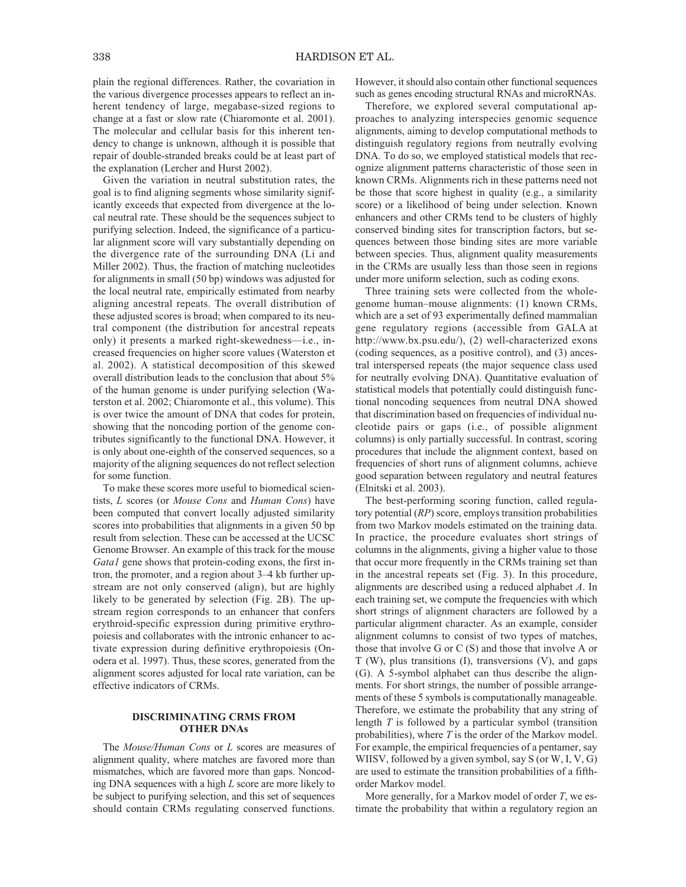plain the regional differences. Rather, the covariation in the various divergence processes appears to reflect an inherent tendency of large, megabase-sized regions to change at a fast or slow rate (Chiaromonte et al. 2001). The molecular and cellular basis for this inherent tendency to change is unknown, although it is possible that repair of double-stranded breaks could be at least part of the explanation (Lercher and Hurst 2002).

Given the variation in neutral substitution rates, the goal is to find aligning segments whose similarity significantly exceeds that expected from divergence at the local neutral rate. These should be the sequences subject to purifying selection. Indeed, the significance of a particular alignment score will vary substantially depending on the divergence rate of the surrounding DNA (Li and Miller 2002). Thus, the fraction of matching nucleotides for alignments in small (50 bp) windows was adjusted for the local neutral rate, empirically estimated from nearby aligning ancestral repeats. The overall distribution of these adjusted scores is broad; when compared to its neutral component (the distribution for ancestral repeats only) it presents a marked right-skewedness—i.e., increased frequencies on higher score values (Waterston et al. 2002). A statistical decomposition of this skewed overall distribution leads to the conclusion that about 5% of the human genome is under purifying selection (Waterston et al. 2002; Chiaromonte et al., this volume). This is over twice the amount of DNA that codes for protein, showing that the noncoding portion of the genome contributes significantly to the functional DNA. However, it is only about one-eighth of the conserved sequences, so a majority of the aligning sequences do not reflect selection for some function.

To make these scores more useful to biomedical scientists, *L* scores (or *Mouse Cons* and *Human Cons*) have been computed that convert locally adjusted similarity scores into probabilities that alignments in a given 50 bp result from selection. These can be accessed at the UCSC Genome Browser. An example of this track for the mouse *Gata1* gene shows that protein-coding exons, the first intron, the promoter, and a region about 3–4 kb further upstream are not only conserved (align), but are highly likely to be generated by selection (Fig. 2B). The upstream region corresponds to an enhancer that confers erythroid-specific expression during primitive erythropoiesis and collaborates with the intronic enhancer to activate expression during definitive erythropoiesis (Onodera et al. 1997). Thus, these scores, generated from the alignment scores adjusted for local rate variation, can be effective indicators of CRMs.

## DISCRIMINATING CRMS FROM OTHER DNAs

The *Mouse/Human Cons* or *L* scores are measures of alignment quality, where matches are favored more than mismatches, which are favored more than gaps. Noncoding DNA sequences with a high *L* score are more likely to be subject to purifying selection, and this set of sequences should contain CRMs regulating conserved functions. However, it should also contain other functional sequences such as genes encoding structural RNAs and microRNAs.

Therefore, we explored several computational approaches to analyzing interspecies genomic sequence alignments, aiming to develop computational methods to distinguish regulatory regions from neutrally evolving DNA. To do so, we employed statistical models that recognize alignment patterns characteristic of those seen in known CRMs. Alignments rich in these patterns need not be those that score highest in quality (e.g., a similarity score) or a likelihood of being under selection. Known enhancers and other CRMs tend to be clusters of highly conserved binding sites for transcription factors, but sequences between those binding sites are more variable between species. Thus, alignment quality measurements in the CRMs are usually less than those seen in regions under more uniform selection, such as coding exons.

Three training sets were collected from the whole-genome human–mouse alignments: (1) known CRMs, which are a set of 93 experimentally defined mammalian gene regulatory regions (accessible from GALA at http://www.bx.psu.edu/), (2) well-characterized exons (coding sequences, as a positive control), and (3) ancestral interspersed repeats (the major sequence class used for neutrally evolving DNA). Quantitative evaluation of statistical models that potentially could distinguish functional noncoding sequences from neutral DNA showed that discrimination based on frequencies of individual nucleotide pairs or gaps (i.e., of possible alignment columns) is only partially successful. In contrast, scoring procedures that include the alignment context, based on frequencies of short runs of alignment columns, achieve good separation between regulatory and neutral features (Elnitski et al. 2003).

The best-performing scoring function, called regulatory potential (*RP*) score, employs transition probabilities from two Markov models estimated on the training data. In practice, the procedure evaluates short strings of columns in the alignments, giving a higher value to those that occur more frequently in the CRMs training set than in the ancestral repeats set (Fig. 3). In this procedure, alignments are described using a reduced alphabet *A*. In each training set, we compute the frequencies with which short strings of alignment characters are followed by a particular alignment character. As an example, consider alignment columns to consist of two types of matches, those that involve G or C (S) and those that involve A or T (W), plus transitions (I), transversions (V), and gaps (G). A 5-symbol alphabet can thus describe the alignments. For short strings, the number of possible arrangements of these 5 symbols is computationally manageable. Therefore, we estimate the probability that any string of length *T* is followed by a particular symbol (transition probabilities), where *T* is the order of the Markov model. For example, the empirical frequencies of a pentamer, say WIISV, followed by a given symbol, say S (or W, I, V, G) are used to estimate the transition probabilities of a fifth-order Markov model.

More generally, for a Markov model of order *T*, we estimate the probability that within a regulatory region an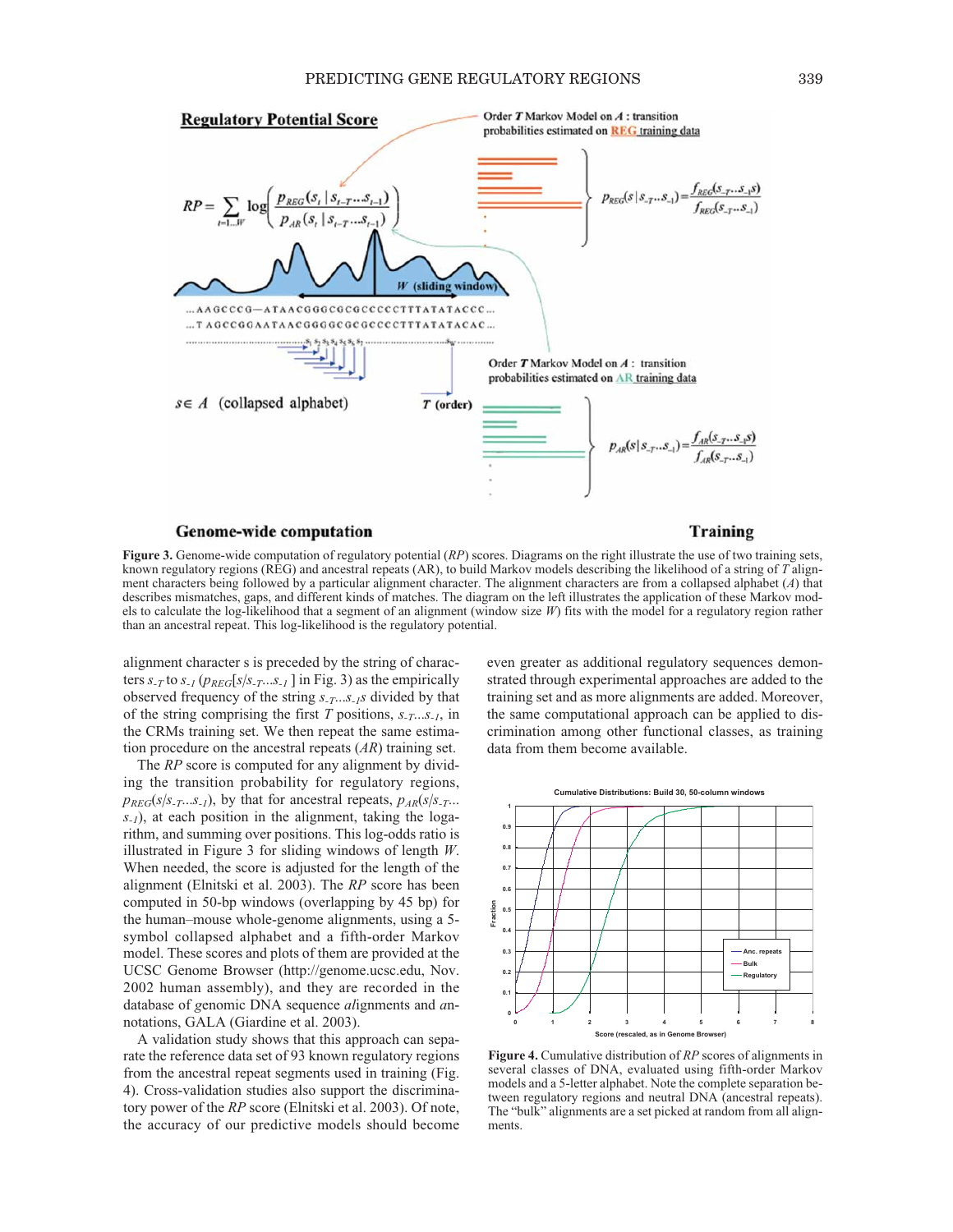**Figure 3.** Genome-wide computation of regulatory potential (*RP*) scores. Diagrams on the right illustrate the use of two training sets, known regulatory regions (REG) and ancestral repeats (AR), to build Markov models describing the likelihood of a string of *T* alignment characters being followed by a particular alignment character. The alignment characters are from a collapsed alphabet (*A*) that describes mismatches, gaps, and different kinds of matches. The diagram on the left illustrates the application of these Markov models to calculate the log-likelihood that a segment of an alignment (window size *W*) fits with the model for a regulatory region rather than an ancestral repeat. This log-likelihood is the regulatory potential.

alignment character s is preceded by the string of characters $s_{-T}$ to $s_{-1}$ ($p_{REG}[s/s_{-T}...s_{-1}]$ in Fig. 3) as the empirically observed frequency of the string $s_{-T}...s_{-1}s$ divided by that of the string comprising the first *T* positions, $s_{-T}...s_{-1}$, in the CRMs training set. We then repeat the same estimation procedure on the ancestral repeats (*AR*) training set.

The *RP* score is computed for any alignment by dividing the transition probability for regulatory regions, $p_{REG}(s/s_{-T}...s_{-1})$, by that for ancestral repeats, $p_{AR}(s/s_{-T}...s_{-1})$, at each position in the alignment, taking the logarithm, and summing over positions. This log-odds ratio is illustrated in Figure 3 for sliding windows of length *W*. When needed, the score is adjusted for the length of the alignment (Elnitski et al. 2003). The *RP* score has been computed in 50-bp windows (overlapping by 45 bp) for the human–mouse whole-genome alignments, using a 5-symbol collapsed alphabet and a fifth-order Markov model. These scores and plots of them are provided at the UCSC Genome Browser (http://genome.ucsc.edu, Nov. 2002 human assembly), and they are recorded in the database of *g*enomic DNA sequence *a*lignments and *a*nnotations, GALA (Giardine et al. 2003).

A validation study shows that this approach can separate the reference data set of 93 known regulatory regions from the ancestral repeat segments used in training (Fig. 4). Cross-validation studies also support the discriminatory power of the *RP* score (Elnitski et al. 2003). Of note, the accuracy of our predictive models should become even greater as additional regulatory sequences demonstrated through experimental approaches are added to the training set and as more alignments are added. Moreover, the same computational approach can be applied to discrimination among other functional classes, as training data from them become available.

**Figure 4.** Cumulative distribution of *RP* scores of alignments in several classes of DNA, evaluated using fifth-order Markov models and a 5-letter alphabet. Note the complete separation between regulatory regions and neutral DNA (ancestral repeats). The "bulk" alignments are a set picked at random from all alignments.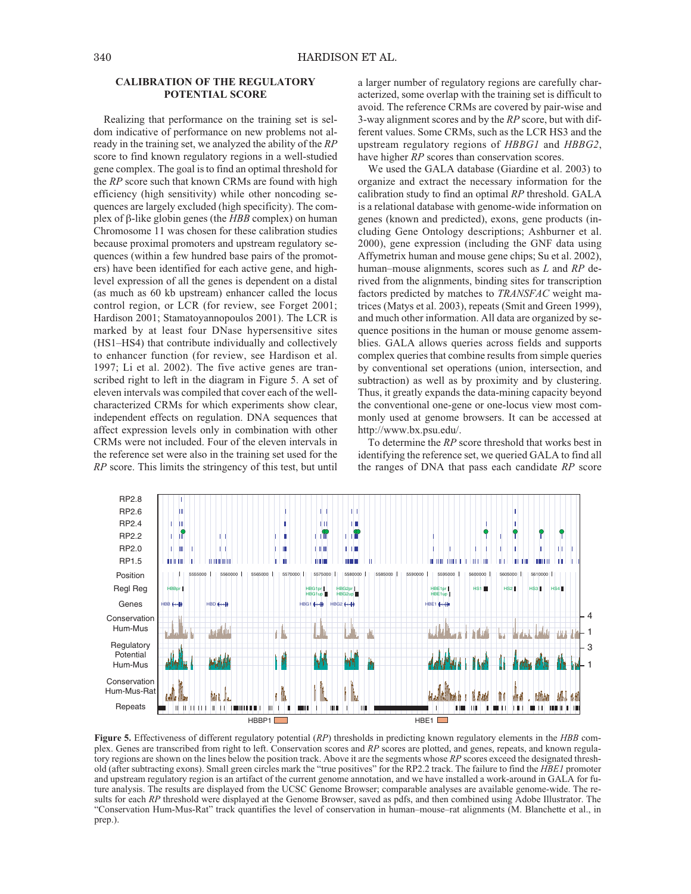## CALIBRATION OF THE REGULATORY POTENTIAL SCORE

Realizing that performance on the training set is seldom indicative of performance on new problems not already in the training set, we analyzed the ability of the *RP* score to find known regulatory regions in a well-studied gene complex. The goal is to find an optimal threshold for the *RP* score such that known CRMs are found with high efficiency (high sensitivity) while other noncoding sequences are largely excluded (high specificity). The complex of β-like globin genes (the *HBB* complex) on human Chromosome 11 was chosen for these calibration studies because proximal promoters and upstream regulatory sequences (within a few hundred base pairs of the promoters) have been identified for each active gene, and high-level expression of all the genes is dependent on a distal (as much as 60 kb upstream) enhancer called the locus control region, or LCR (for review, see Forget 2001; Hardison 2001; Stamatoyannopoulos 2001). The LCR is marked by at least four DNase hypersensitive sites (HS1–HS4) that contribute individually and collectively to enhancer function (for review, see Hardison et al. 1997; Li et al. 2002). The five active genes are transcribed right to left in the diagram in Figure 5. A set of eleven intervals was compiled that cover each of the well-characterized CRMs for which experiments show clear, independent effects on regulation. DNA sequences that affect expression levels only in combination with other CRMs were not included. Four of the eleven intervals in the reference set were also in the training set used for the *RP* score. This limits the stringency of this test, but until a larger number of regulatory regions are carefully characterized, some overlap with the training set is difficult to avoid. The reference CRMs are covered by pair-wise and 3-way alignment scores and by the *RP* score, but with different values. Some CRMs, such as the LCR HS3 and the upstream regulatory regions of *HBBG1* and *HBBG2*, have higher *RP* scores than conservation scores.

We used the GALA database (Giardine et al. 2003) to organize and extract the necessary information for the calibration study to find an optimal *RP* threshold. GALA is a relational database with genome-wide information on genes (known and predicted), exons, gene products (including Gene Ontology descriptions; Ashburner et al. 2000), gene expression (including the GNF data using Affymetrix human and mouse gene chips; Su et al. 2002), human–mouse alignments, scores such as *L* and *RP* derived from the alignments, binding sites for transcription factors predicted by matches to *TRANSFAC* weight matrices (Matys et al. 2003), repeats (Smit and Green 1999), and much other information. All data are organized by sequence positions in the human or mouse genome assemblies. GALA allows queries across fields and supports complex queries that combine results from simple queries by conventional set operations (union, intersection, and subtraction) as well as by proximity and by clustering. Thus, it greatly expands the data-mining capacity beyond the conventional one-gene or one-locus view most commonly used at genome browsers. It can be accessed at http://www.bx.psu.edu/.

To determine the *RP* score threshold that works best in identifying the reference set, we queried GALA to find all the ranges of DNA that pass each candidate *RP* score

RP2.8
RP2.6
RP2.4
RP2.2
RP2.0
RP1.5
Position
5555000
5560000
5565000
5570000
5575000
5580000
5585000
5590000
5595000
5600000
5605000
5610000
Regl Reg
HBBpr
HBG1pr
HBG1up
HBG2pr
HBG2up
HBE1pr
HBE1up
HS1
HS2
HS3
HS4
Genes
HBB
HBD
HBG1
HBG2
HBE1
Conservation Hum-Mus
4
1
Regulatory Potential Hum-Mus
3
1
Conservation Hum-Mus-Rat
Repeats
HBBP1
HBE1

**Figure 5.** Effectiveness of different regulatory potential (*RP*) thresholds in predicting known regulatory elements in the *HBB* complex. Genes are transcribed from right to left. Conservation scores and *RP* scores are plotted, and genes, repeats, and known regulatory regions are shown on the lines below the position track. Above it are the segments whose *RP* scores exceed the designated threshold (after subtracting exons). Small green circles mark the "true positives" for the RP2.2 track. The failure to find the *HBE1* promoter and upstream regulatory region is an artifact of the current genome annotation, and we have installed a work-around in GALA for future analysis. The results are displayed from the UCSC Genome Browser; comparable analyses are available genome-wide. The results for each *RP* threshold were displayed at the Genome Browser, saved as pdfs, and then combined using Adobe Illustrator. The "Conservation Hum-Mus-Rat" track quantifies the level of conservation in human–mouse–rat alignments (M. Blanchette et al., in prep.).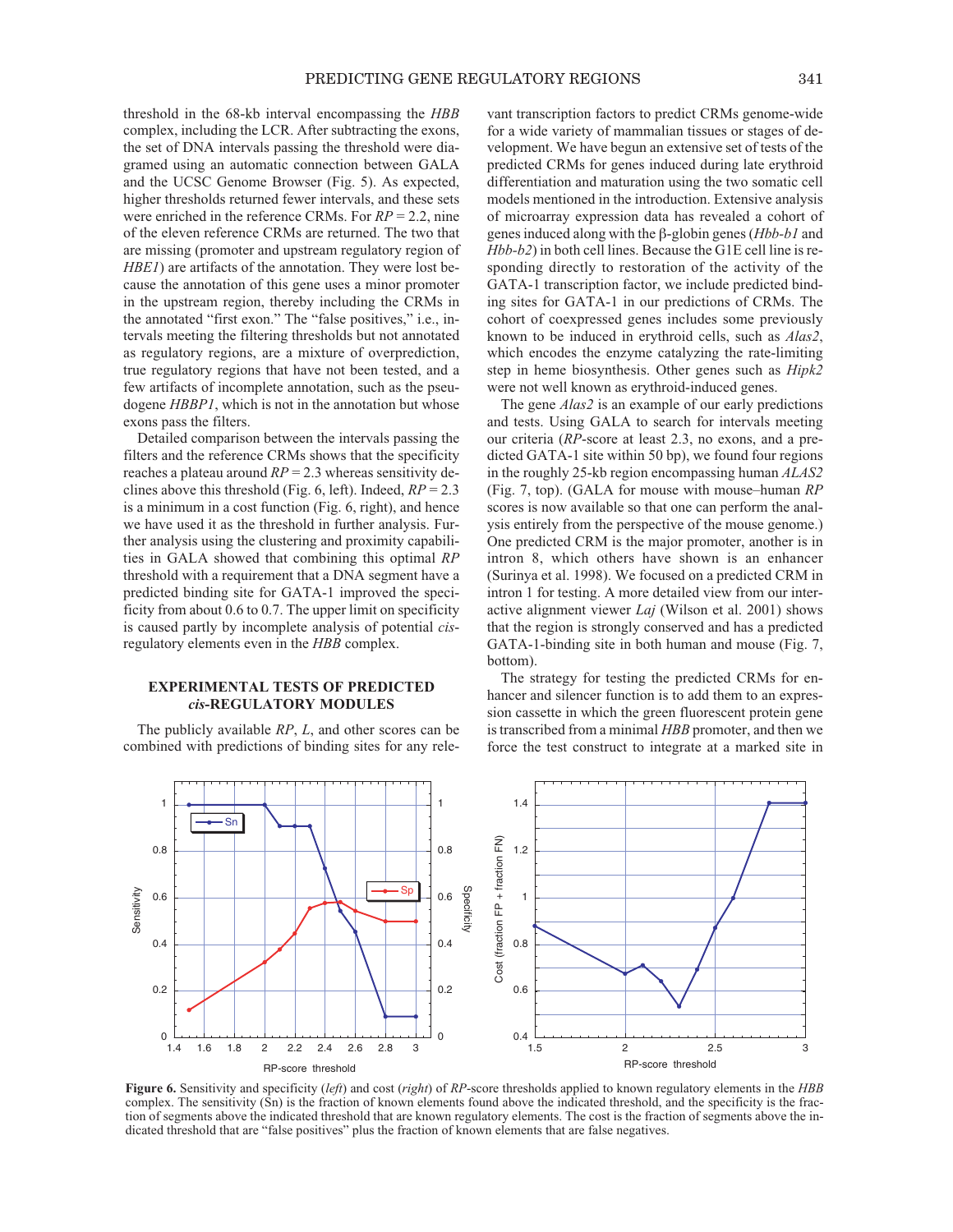threshold in the 68-kb interval encompassing the *HBB* complex, including the LCR. After subtracting the exons, the set of DNA intervals passing the threshold were diagramed using an automatic connection between GALA and the UCSC Genome Browser (Fig. 5). As expected, higher thresholds returned fewer intervals, and these sets were enriched in the reference CRMs. For $RP = 2.2$, nine of the eleven reference CRMs are returned. The two that are missing (promoter and upstream regulatory region of *HBE1*) are artifacts of the annotation. They were lost because the annotation of this gene uses a minor promoter in the upstream region, thereby including the CRMs in the annotated "first exon." The "false positives," i.e., intervals meeting the filtering thresholds but not annotated as regulatory regions, are a mixture of overprediction, true regulatory regions that have not been tested, and a few artifacts of incomplete annotation, such as the pseudogene *HBBP1*, which is not in the annotation but whose exons pass the filters.

Detailed comparison between the intervals passing the filters and the reference CRMs shows that the specificity reaches a plateau around $RP = 2.3$ whereas sensitivity declines above this threshold (Fig. 6, left). Indeed, $RP = 2.3$ is a minimum in a cost function (Fig. 6, right), and hence we have used it as the threshold in further analysis. Further analysis using the clustering and proximity capabilities in GALA showed that combining this optimal *RP* threshold with a requirement that a DNA segment have a predicted binding site for GATA-1 improved the specificity from about 0.6 to 0.7. The upper limit on specificity is caused partly by incomplete analysis of potential *cis*-regulatory elements even in the *HBB* complex.

## EXPERIMENTAL TESTS OF PREDICTED *cis*-REGULATORY MODULES

The publicly available *RP*, *L*, and other scores can be combined with predictions of binding sites for any relevant transcription factors to predict CRMs genome-wide for a wide variety of mammalian tissues or stages of development. We have begun an extensive set of tests of the predicted CRMs for genes induced during late erythroid differentiation and maturation using the two somatic cell models mentioned in the introduction. Extensive analysis of microarray expression data has revealed a cohort of genes induced along with the β-globin genes (*Hbb-b1* and *Hbb-b2*) in both cell lines. Because the G1E cell line is responding directly to restoration of the activity of the GATA-1 transcription factor, we include predicted binding sites for GATA-1 in our predictions of CRMs. The cohort of coexpressed genes includes some previously known to be induced in erythroid cells, such as *Alas2*, which encodes the enzyme catalyzing the rate-limiting step in heme biosynthesis. Other genes such as *Hipk2* were not well known as erythroid-induced genes.

The gene *Alas2* is an example of our early predictions and tests. Using GALA to search for intervals meeting our criteria (*RP*-score at least 2.3, no exons, and a predicted GATA-1 site within 50 bp), we found four regions in the roughly 25-kb region encompassing human *ALAS2* (Fig. 7, top). (GALA for mouse with mouse–human *RP* scores is now available so that one can perform the analysis entirely from the perspective of the mouse genome.) One predicted CRM is the major promoter, another is in intron 8, which others have shown is an enhancer (Surinya et al. 1998). We focused on a predicted CRM in intron 1 for testing. A more detailed view from our interactive alignment viewer *Laj* (Wilson et al. 2001) shows that the region is strongly conserved and has a predicted GATA-1-binding site in both human and mouse (Fig. 7, bottom).

The strategy for testing the predicted CRMs for enhancer and silencer function is to add them to an expression cassette in which the green fluorescent protein gene is transcribed from a minimal *HBB* promoter, and then we force the test construct to integrate at a marked site in

**Figure 6.** Sensitivity and specificity (*left*) and cost (*right*) of *RP*-score thresholds applied to known regulatory elements in the *HBB* complex. The sensitivity (Sn) is the fraction of known elements found above the indicated threshold, and the specificity is the fraction of segments above the indicated threshold that are known regulatory elements. The cost is the fraction of segments above the indicated threshold that are "false positives" plus the fraction of known elements that are false negatives.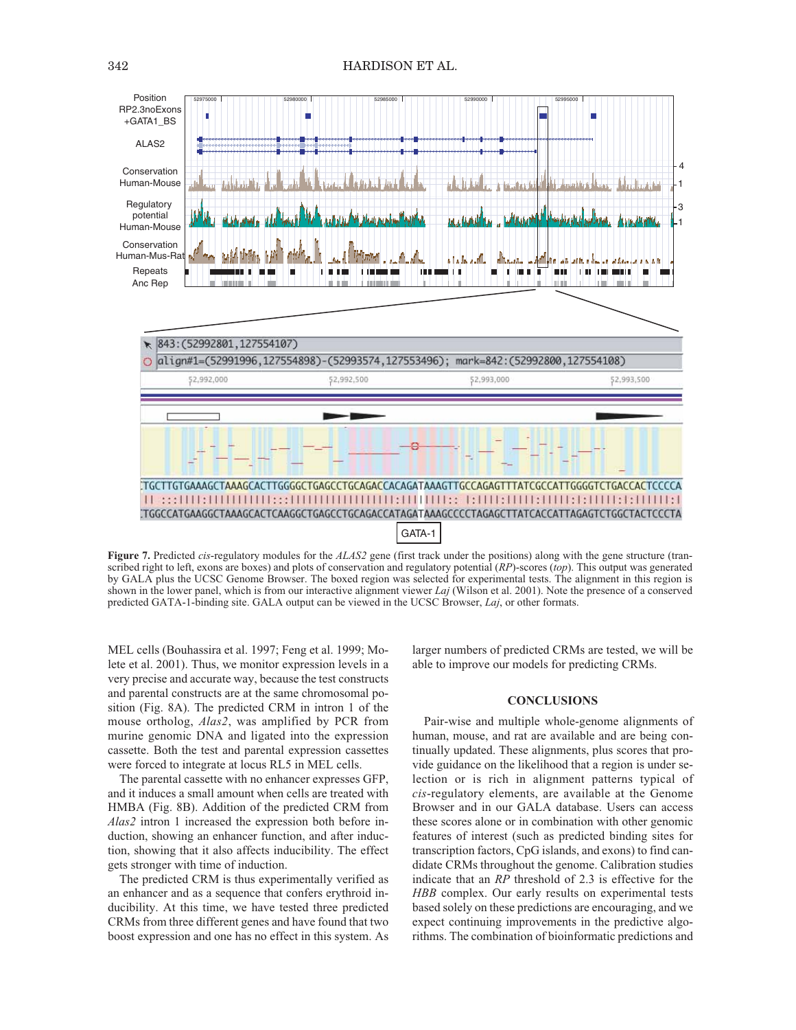**Figure 7.** Predicted *cis*-regulatory modules for the *ALAS2* gene (first track under the positions) along with the gene structure (transcribed right to left, exons are boxes) and plots of conservation and regulatory potential (*RP*)-scores (*top*). This output was generated by GALA plus the UCSC Genome Browser. The boxed region was selected for experimental tests. The alignment in this region is shown in the lower panel, which is from our interactive alignment viewer *Laj* (Wilson et al. 2001). Note the presence of a conserved predicted GATA-1-binding site. GALA output can be viewed in the UCSC Browser, *Laj*, or other formats.

MEL cells (Bouhassira et al. 1997; Feng et al. 1999; Molete et al. 2001). Thus, we monitor expression levels in a very precise and accurate way, because the test constructs and parental constructs are at the same chromosomal position (Fig. 8A). The predicted CRM in intron 1 of the mouse ortholog, *Alas2*, was amplified by PCR from murine genomic DNA and ligated into the expression cassette. Both the test and parental expression cassettes were forced to integrate at locus RL5 in MEL cells.

The parental cassette with no enhancer expresses GFP, and it induces a small amount when cells are treated with HMBA (Fig. 8B). Addition of the predicted CRM from *Alas2* intron 1 increased the expression both before induction, showing an enhancer function, and after induction, showing that it also affects inducibility. The effect gets stronger with time of induction.

The predicted CRM is thus experimentally verified as an enhancer and as a sequence that confers erythroid inducibility. At this time, we have tested three predicted CRMs from three different genes and have found that two boost expression and one has no effect in this system. As larger numbers of predicted CRMs are tested, we will be able to improve our models for predicting CRMs.

## CONCLUSIONS

Pair-wise and multiple whole-genome alignments of human, mouse, and rat are available and are being continually updated. These alignments, plus scores that provide guidance on the likelihood that a region is under selection or is rich in alignment patterns typical of *cis*-regulatory elements, are available at the Genome Browser and in our GALA database. Users can access these scores alone or in combination with other genomic features of interest (such as predicted binding sites for transcription factors, CpG islands, and exons) to find candidate CRMs throughout the genome. Calibration studies indicate that an *RP* threshold of 2.3 is effective for the *HBB* complex. Our early results on experimental tests based solely on these predictions are encouraging, and we expect continuing improvements in the predictive algorithms. The combination of bioinformatic predictions and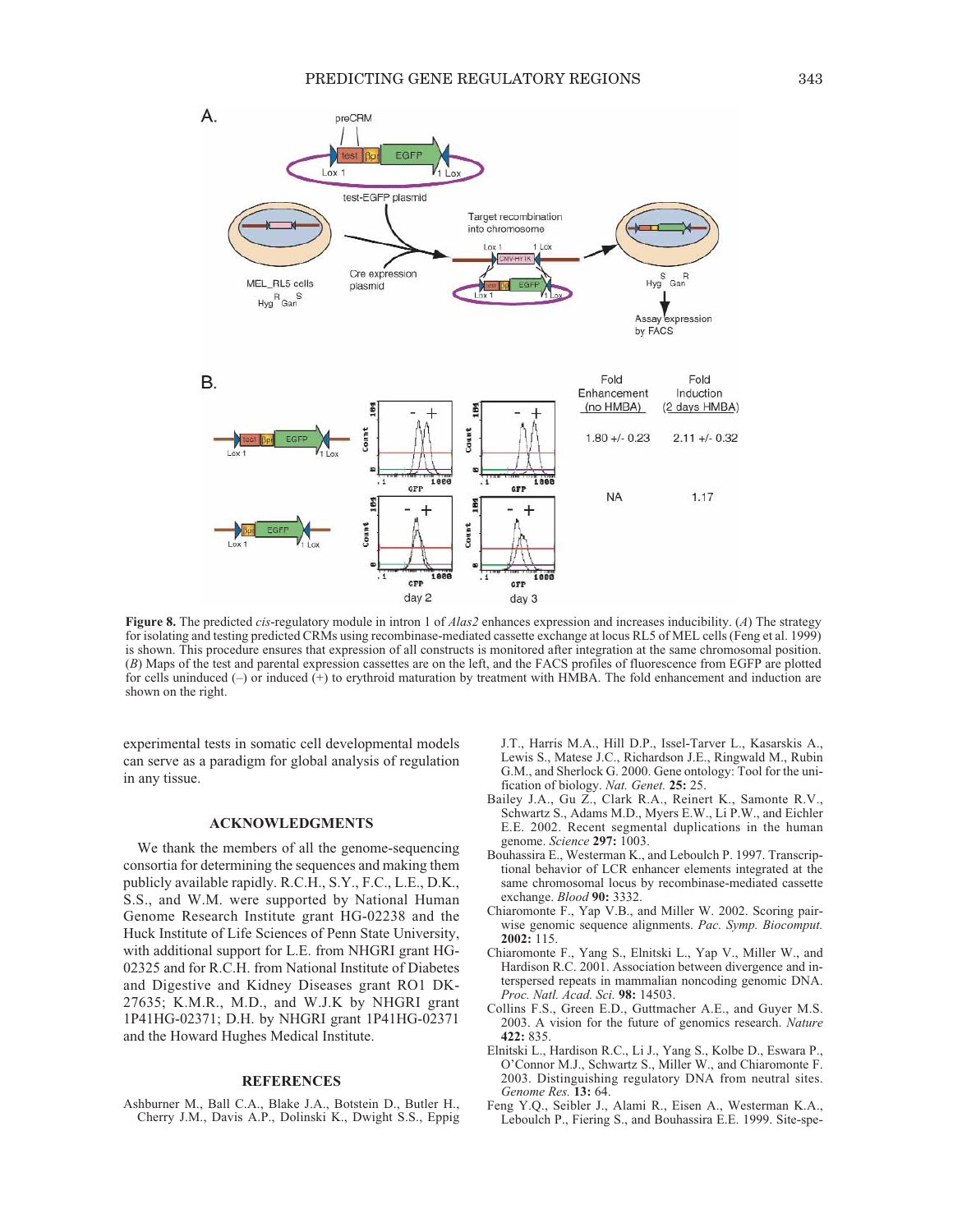**Figure 8.** The predicted *cis*-regulatory module in intron 1 of *Alas2* enhances expression and increases inducibility. (*A*) The strategy for isolating and testing predicted CRMs using recombinase-mediated cassette exchange at locus RL5 of MEL cells (Feng et al. 1999) is shown. This procedure ensures that expression of all constructs is monitored after integration at the same chromosomal position. (*B*) Maps of the test and parental expression cassettes are on the left, and the FACS profiles of fluorescence from EGFP are plotted for cells uninduced (–) or induced (+) to erythroid maturation by treatment with HMBA. The fold enhancement and induction are shown on the right.

experimental tests in somatic cell developmental models can serve as a paradigm for global analysis of regulation in any tissue.

## ACKNOWLEDGMENTS

We thank the members of all the genome-sequencing consortia for determining the sequences and making them publicly available rapidly. R.C.H., S.Y., F.C., L.E., D.K., S.S., and W.M. were supported by National Human Genome Research Institute grant HG-02238 and the Huck Institute of Life Sciences of Penn State University, with additional support for L.E. from NHGRI grant HG-02325 and for R.C.H. from National Institute of Diabetes and Digestive and Kidney Diseases grant RO1 DK-27635; K.M.R., M.D., and W.J.K by NHGRI grant 1P41HG-02371; D.H. by NHGRI grant 1P41HG-02371 and the Howard Hughes Medical Institute.

## REFERENCES

Ashburner M., Ball C.A., Blake J.A., Botstein D., Butler H., Cherry J.M., Davis A.P., Dolinski K., Dwight S.S., Eppig J.T., Harris M.A., Hill D.P., Issel-Tarver L., Kasarskis A., Lewis S., Matese J.C., Richardson J.E., Ringwald M., Rubin G.M., and Sherlock G. 2000. Gene ontology: Tool for the unification of biology. *Nat. Genet.* **25:** 25.

Bailey J.A., Gu Z., Clark R.A., Reinert K., Samonte R.V., Schwartz S., Adams M.D., Myers E.W., Li P.W., and Eichler E.E. 2002. Recent segmental duplications in the human genome. *Science* **297:** 1003.

Bouhassira E., Westerman K., and Leboulch P. 1997. Transcriptional behavior of LCR enhancer elements integrated at the same chromosomal locus by recombinase-mediated cassette exchange. *Blood* **90:** 3332.

Chiaromonte F., Yap V.B., and Miller W. 2002. Scoring pairwise genomic sequence alignments. *Pac. Symp. Biocomput.* **2002:** 115.

Chiaromonte F., Yang S., Elnitski L., Yap V., Miller W., and Hardison R.C. 2001. Association between divergence and interspersed repeats in mammalian noncoding genomic DNA. *Proc. Natl. Acad. Sci.* **98:** 14503.

Collins F.S., Green E.D., Guttmacher A.E., and Guyer M.S. 2003. A vision for the future of genomics research. *Nature* **422:** 835.

Elnitski L., Hardison R.C., Li J., Yang S., Kolbe D., Eswara P., O'Connor M.J., Schwartz S., Miller W., and Chiaromonte F. 2003. Distinguishing regulatory DNA from neutral sites. *Genome Res.* **13:** 64.

Feng Y.Q., Seibler J., Alami R., Eisen A., Westerman K.A., Leboulch P., Fiering S., and Bouhassira E.E. 1999. Site-spe-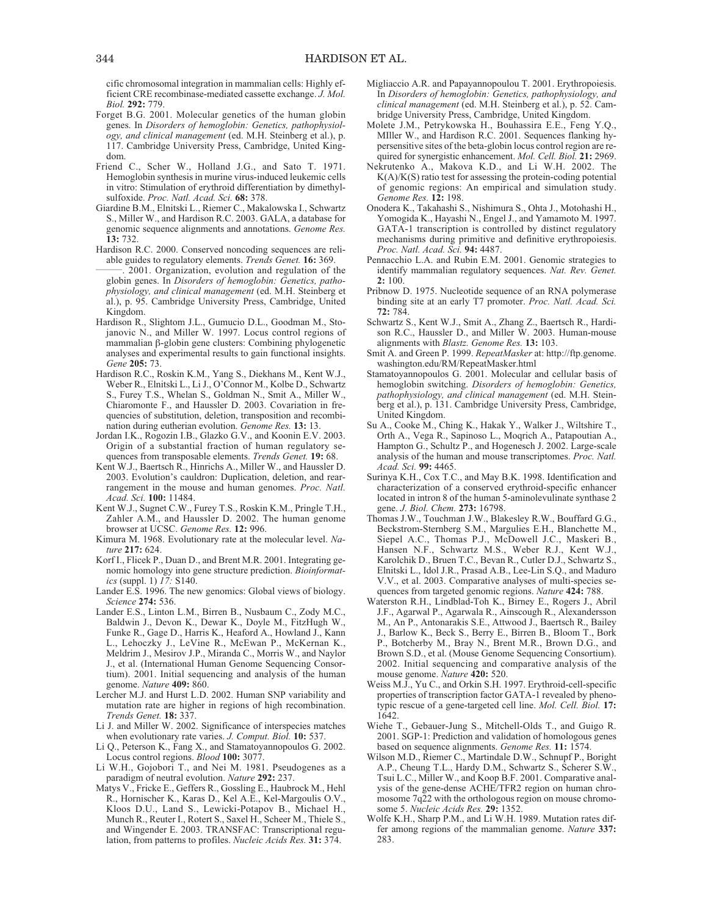cific chromosomal integration in mammalian cells: Highly efficient CRE recombinase-mediated cassette exchange. *J. Mol. Biol.* **292:** 779.

Forget B.G. 2001. Molecular genetics of the human globin genes. In *Disorders of hemoglobin: Genetics, pathophysiology, and clinical management* (ed. M.H. Steinberg et al.), p. 117. Cambridge University Press, Cambridge, United Kingdom.

Friend C., Scher W., Holland J.G., and Sato T. 1971. Hemoglobin synthesis in murine virus-induced leukemic cells in vitro: Stimulation of erythroid differentiation by dimethylsulfoxide. *Proc. Natl. Acad. Sci.* **68:** 378.

Giardine B.M., Elnitski L., Riemer C., Makalowska I., Schwartz S., Miller W., and Hardison R.C. 2003. GALA, a database for genomic sequence alignments and annotations. *Genome Res.* **13:** 732.

Hardison R.C. 2000. Conserved noncoding sequences are reliable guides to regulatory elements. *Trends Genet.* **16:** 369.

———. 2001. Organization, evolution and regulation of the globin genes. In *Disorders of hemoglobin: Genetics, pathophysiology, and clinical management* (ed. M.H. Steinberg et al.), p. 95. Cambridge University Press, Cambridge, United Kingdom.

Hardison R., Slightom J.L., Gumucio D.L., Goodman M., Stojanovic N., and Miller W. 1997. Locus control regions of mammalian β-globin gene clusters: Combining phylogenetic analyses and experimental results to gain functional insights. *Gene* **205:** 73.

Hardison R.C., Roskin K.M., Yang S., Diekhans M., Kent W.J., Weber R., Elnitski L., Li J., O'Connor M., Kolbe D., Schwartz S., Furey T.S., Whelan S., Goldman N., Smit A., Miller W., Chiaromonte F., and Haussler D. 2003. Covariation in frequencies of substitution, deletion, transposition and recombination during eutherian evolution. *Genome Res.* **13:** 13.

Jordan I.K., Rogozin I.B., Glazko G.V., and Koonin E.V. 2003. Origin of a substantial fraction of human regulatory sequences from transposable elements. *Trends Genet.* **19:** 68.

Kent W.J., Baertsch R., Hinrichs A., Miller W., and Haussler D. 2003. Evolution's cauldron: Duplication, deletion, and rearrangement in the mouse and human genomes. *Proc. Natl. Acad. Sci.* **100:** 11484.

Kent W.J., Sugnet C.W., Furey T.S., Roskin K.M., Pringle T.H., Zahler A.M., and Haussler D. 2002. The human genome browser at UCSC. *Genome Res.* **12:** 996.

Kimura M. 1968. Evolutionary rate at the molecular level. *Nature* **217:** 624.

Korf I., Flicek P., Duan D., and Brent M.R. 2001. Integrating genomic homology into gene structure prediction. *Bioinformatics* (suppl. 1) *17:* S140.

Lander E.S. 1996. The new genomics: Global views of biology. *Science* **274:** 536.

Lander E.S., Linton L.M., Birren B., Nusbaum C., Zody M.C., Baldwin J., Devon K., Dewar K., Doyle M., FitzHugh W., Funke R., Gage D., Harris K., Heaford A., Howland J., Kann L., Lehoczky J., LeVine R., McEwan P., McKernan K., Meldrim J., Mesirov J.P., Miranda C., Morris W., and Naylor J., et al. (International Human Genome Sequencing Consortium). 2001. Initial sequencing and analysis of the human genome. *Nature* **409:** 860.

Lercher M.J. and Hurst L.D. 2002. Human SNP variability and mutation rate are higher in regions of high recombination. *Trends Genet.* **18:** 337.

Li J. and Miller W. 2002. Significance of interspecies matches when evolutionary rate varies. *J. Comput. Biol.* **10:** 537.

Li Q., Peterson K., Fang X., and Stamatoyannopoulos G. 2002. Locus control regions. *Blood* **100:** 3077.

Li W.H., Gojobori T., and Nei M. 1981. Pseudogenes as a paradigm of neutral evolution. *Nature* **292:** 237.

Matys V., Fricke E., Geffers R., Gossling E., Haubrock M., Hehl R., Hornischer K., Karas D., Kel A.E., Kel-Margoulis O.V., Kloos D.U., Land S., Lewicki-Potapov B., Michael H., Munch R., Reuter I., Rotert S., Saxel H., Scheer M., Thiele S., and Wingender E. 2003. TRANSFAC: Transcriptional regulation, from patterns to profiles. *Nucleic Acids Res.* **31:** 374.

Migliaccio A.R. and Papayannopoulou T. 2001. Erythropoiesis. In *Disorders of hemoglobin: Genetics, pathophysiology, and clinical management* (ed. M.H. Steinberg et al.), p. 52. Cambridge University Press, Cambridge, United Kingdom.

Molete J.M., Petrykowska H., Bouhassira E.E., Feng Y.Q., MIller W., and Hardison R.C. 2001. Sequences flanking hypersensitive sites of the beta-globin locus control region are required for synergistic enhancement. *Mol. Cell. Biol.* **21:** 2969.

Nekrutenko A., Makova K.D., and Li W.H. 2002. The K(A)/K(S) ratio test for assessing the protein-coding potential of genomic regions: An empirical and simulation study. *Genome Res.* **12:** 198.

Onodera K., Takahashi S., Nishimura S., Ohta J., Motohashi H., Yomogida K., Hayashi N., Engel J., and Yamamoto M. 1997. GATA-1 transcription is controlled by distinct regulatory mechanisms during primitive and definitive erythropoiesis. *Proc. Natl. Acad. Sci.* **94:** 4487.

Pennacchio L.A. and Rubin E.M. 2001. Genomic strategies to identify mammalian regulatory sequences. *Nat. Rev. Genet.* **2:** 100.

Pribnow D. 1975. Nucleotide sequence of an RNA polymerase binding site at an early T7 promoter. *Proc. Natl. Acad. Sci.* **72:** 784.

Schwartz S., Kent W.J., Smit A., Zhang Z., Baertsch R., Hardison R.C., Haussler D., and Miller W. 2003. Human-mouse alignments with *Blastz. Genome Res.* **13:** 103.

Smit A. and Green P. 1999. *RepeatMasker* at: http://ftp.genome.washington.edu/RM/RepeatMasker.html

Stamatoyannopoulos G. 2001. Molecular and cellular basis of hemoglobin switching. *Disorders of hemoglobin: Genetics, pathophysiology, and clinical management* (ed. M.H. Steinberg et al.), p. 131. Cambridge University Press, Cambridge, United Kingdom.

Su A., Cooke M., Ching K., Hakak Y., Walker J., Wiltshire T., Orth A., Vega R., Sapinoso L., Moqrich A., Patapoutian A., Hampton G., Schultz P., and Hogenesch J. 2002. Large-scale analysis of the human and mouse transcriptomes. *Proc. Natl. Acad. Sci.* **99:** 4465.

Surinya K.H., Cox T.C., and May B.K. 1998. Identification and characterization of a conserved erythroid-specific enhancer located in intron 8 of the human 5-aminolevulinate synthase 2 gene. *J. Biol. Chem.* **273:** 16798.

Thomas J.W., Touchman J.W., Blakesley R.W., Bouffard G.G., Beckstrom-Sternberg S.M., Margulies E.H., Blanchette M., Siepel A.C., Thomas P.J., McDowell J.C., Maskeri B., Hansen N.F., Schwartz M.S., Weber R.J., Kent W.J., Karolchik D., Bruen T.C., Bevan R., Cutler D.J., Schwartz S., Elnitski L., Idol J.R., Prasad A.B., Lee-Lin S.Q., and Maduro V.V., et al. 2003. Comparative analyses of multi-species sequences from targeted genomic regions. *Nature* **424:** 788.

Waterston R.H., Lindblad-Toh K., Birney E., Rogers J., Abril J.F., Agarwal P., Agarwala R., Ainscough R., Alexandersson M., An P., Antonarakis S.E., Attwood J., Baertsch R., Bailey J., Barlow K., Beck S., Berry E., Birren B., Bloom T., Bork P., Botcherby M., Bray N., Brent M.R., Brown D.G., and Brown S.D., et al. (Mouse Genome Sequencing Consortium). 2002. Initial sequencing and comparative analysis of the mouse genome. *Nature* **420:** 520.

Weiss M.J., Yu C., and Orkin S.H. 1997. Erythroid-cell-specific properties of transcription factor GATA-1 revealed by phenotypic rescue of a gene-targeted cell line. *Mol. Cell. Biol.* **17:** 1642.

Wiehe T., Gebauer-Jung S., Mitchell-Olds T., and Guigo R. 2001. SGP-1: Prediction and validation of homologous genes based on sequence alignments. *Genome Res.* **11:** 1574.

Wilson M.D., Riemer C., Martindale D.W., Schnupf P., Boright A.P., Cheung T.L., Hardy D.M., Schwartz S., Scherer S.W., Tsui L.C., Miller W., and Koop B.F. 2001. Comparative analysis of the gene-dense ACHE/TFR2 region on human chromosome 7q22 with the orthologous region on mouse chromosome 5. *Nucleic Acids Res.* **29:** 1352.

Wolfe K.H., Sharp P.M., and Li W.H. 1989. Mutation rates differ among regions of the mammalian genome. *Nature* **337:** 283.